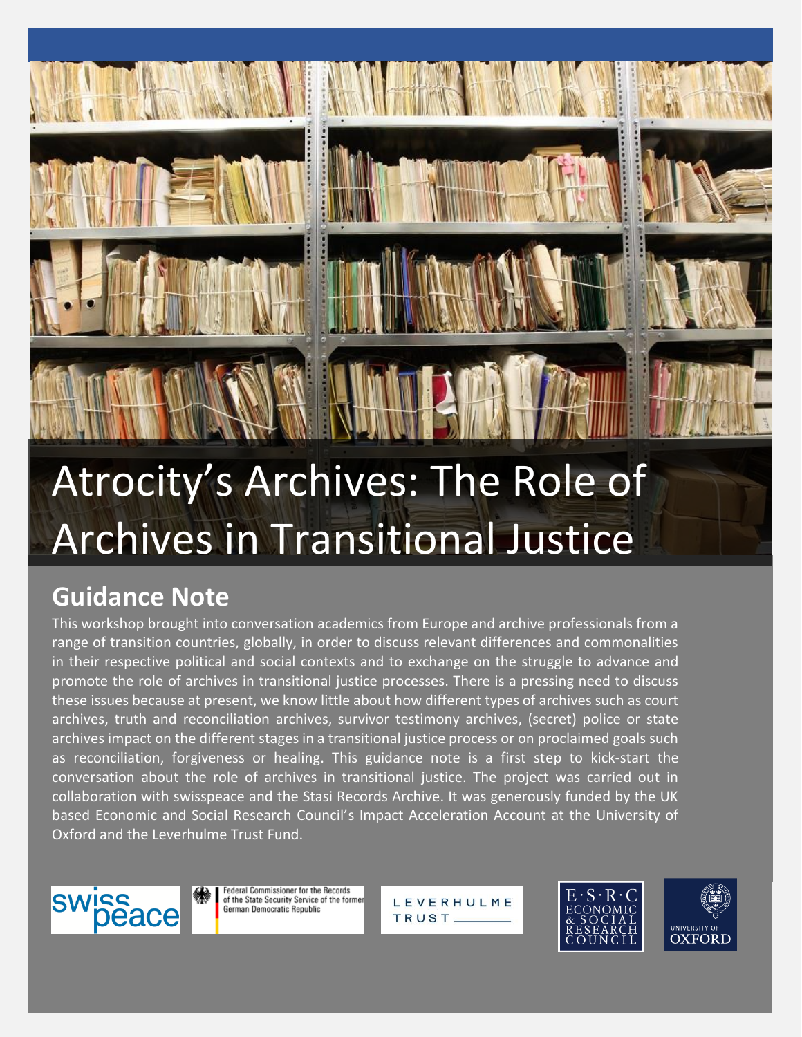# Atrocity's Archives: The Role of Archives in Transitional Justice

## Guidance Note

This workshop brought into conversation academics from Europe and archive professionals from a range of transition countries, globally, in order to discuss relevant differences and commonalities in their respective political and social contexts and to exchange on the struggle to advance and promote the role of archives in transitional justice processes. There is a pressing need to discuss these issues because at present, we know little about how different types of archives such as court archives, truth and reconciliation archives, survivor testimony archives, (secret) police or state archives impact on the different stages in a transitional justice process or on proclaimed goals such as reconciliation, forgiveness or healing. This guidance note is a first step to kick-start the conversation about the role of archives in transitional justice. The project was carried out in collaboration with swisspeace and the Stasi Records Archive. It was generously funded by the UK based Economic and Social Research Council's Impact Acceleration Account at the University of Oxford and the Leverhulme Trust Fund.

swisspeace

Federal Commissioner for the Records of the State Security Service of the former German Democratic Republic

LEVERHULME TRUST

E·S·R·C ECONOMIC & SOCIAL RESEARCH COUNCIL

UNIVERSITY OF OXFORD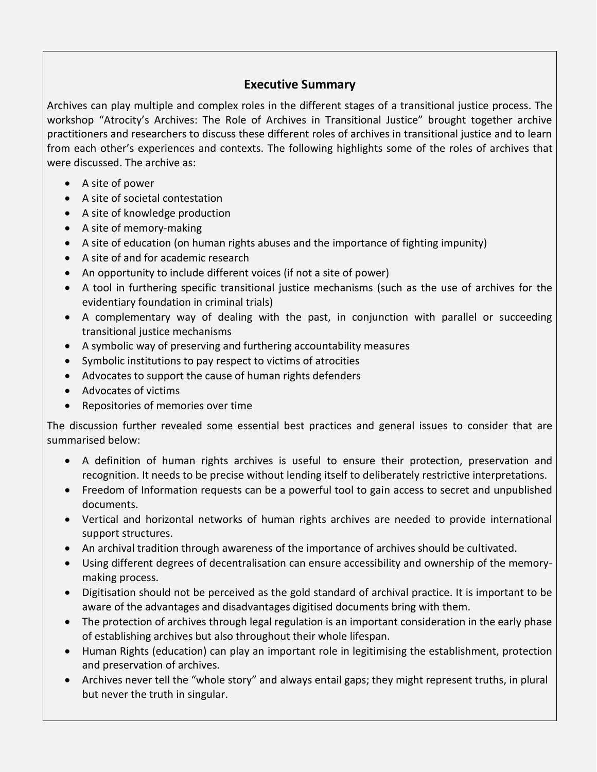## Executive Summary

Archives can play multiple and complex roles in the different stages of a transitional justice process. The workshop "Atrocity's Archives: The Role of Archives in Transitional Justice" brought together archive practitioners and researchers to discuss these different roles of archives in transitional justice and to learn from each other's experiences and contexts. The following highlights some of the roles of archives that were discussed. The archive as:

- A site of power
- A site of societal contestation
- A site of knowledge production
- A site of memory-making
- A site of education (on human rights abuses and the importance of fighting impunity)
- A site of and for academic research
- An opportunity to include different voices (if not a site of power)
- A tool in furthering specific transitional justice mechanisms (such as the use of archives for the evidentiary foundation in criminal trials)
- A complementary way of dealing with the past, in conjunction with parallel or succeeding transitional justice mechanisms
- A symbolic way of preserving and furthering accountability measures
- Symbolic institutions to pay respect to victims of atrocities
- Advocates to support the cause of human rights defenders
- Advocates of victims
- Repositories of memories over time

The discussion further revealed some essential best practices and general issues to consider that are summarised below:

- A definition of human rights archives is useful to ensure their protection, preservation and recognition. It needs to be precise without lending itself to deliberately restrictive interpretations.
- Freedom of Information requests can be a powerful tool to gain access to secret and unpublished documents.
- Vertical and horizontal networks of human rights archives are needed to provide international support structures.
- An archival tradition through awareness of the importance of archives should be cultivated.
- Using different degrees of decentralisation can ensure accessibility and ownership of the memory-making process.
- Digitisation should not be perceived as the gold standard of archival practice. It is important to be aware of the advantages and disadvantages digitised documents bring with them.
- The protection of archives through legal regulation is an important consideration in the early phase of establishing archives but also throughout their whole lifespan.
- Human Rights (education) can play an important role in legitimising the establishment, protection and preservation of archives.
- Archives never tell the "whole story" and always entail gaps; they might represent truths, in plural but never the truth in singular.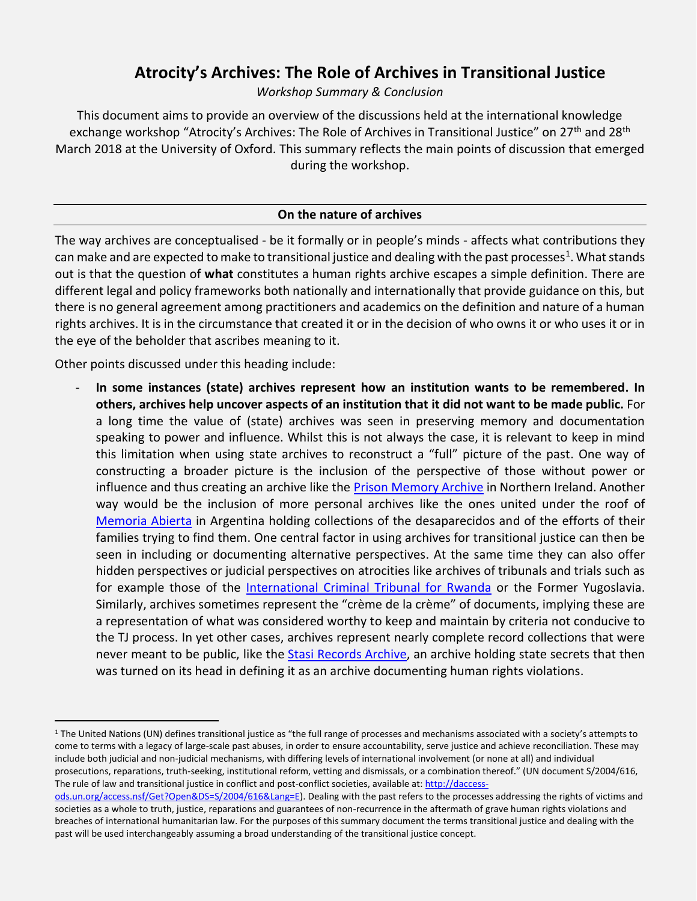# Atrocity's Archives: The Role of Archives in Transitional Justice

*Workshop Summary & Conclusion*

This document aims to provide an overview of the discussions held at the international knowledge exchange workshop "Atrocity's Archives: The Role of Archives in Transitional Justice" on 27th and 28th March 2018 at the University of Oxford. This summary reflects the main points of discussion that emerged during the workshop.

## On the nature of archives

The way archives are conceptualised - be it formally or in people's minds - affects what contributions they can make and are expected to make to transitional justice and dealing with the past processes[1]. What stands out is that the question of **what** constitutes a human rights archive escapes a simple definition. There are different legal and policy frameworks both nationally and internationally that provide guidance on this, but there is no general agreement among practitioners and academics on the definition and nature of a human rights archives. It is in the circumstance that created it or in the decision of who owns it or who uses it or in the eye of the beholder that ascribes meaning to it.

Other points discussed under this heading include:

- **In some instances (state) archives represent how an institution wants to be remembered. In others, archives help uncover aspects of an institution that it did not want to be made public.** For a long time the value of (state) archives was seen in preserving memory and documentation speaking to power and influence. Whilst this is not always the case, it is relevant to keep in mind this limitation when using state archives to reconstruct a "full" picture of the past. One way of constructing a broader picture is the inclusion of the perspective of those without power or influence and thus creating an archive like the Prison Memory Archive in Northern Ireland. Another way would be the inclusion of more personal archives like the ones united under the roof of Memoria Abierta in Argentina holding collections of the desaparecidos and of the efforts of their families trying to find them. One central factor in using archives for transitional justice can then be seen in including or documenting alternative perspectives. At the same time they can also offer hidden perspectives or judicial perspectives on atrocities like archives of tribunals and trials such as for example those of the International Criminal Tribunal for Rwanda or the Former Yugoslavia. Similarly, archives sometimes represent the "crème de la crème" of documents, implying these are a representation of what was considered worthy to keep and maintain by criteria not conducive to the TJ process. In yet other cases, archives represent nearly complete record collections that were never meant to be public, like the Stasi Records Archive, an archive holding state secrets that then was turned on its head in defining it as an archive documenting human rights violations.

---

[1] The United Nations (UN) defines transitional justice as "the full range of processes and mechanisms associated with a society's attempts to come to terms with a legacy of large-scale past abuses, in order to ensure accountability, serve justice and achieve reconciliation. These may include both judicial and non-judicial mechanisms, with differing levels of international involvement (or none at all) and individual prosecutions, reparations, truth-seeking, institutional reform, vetting and dismissals, or a combination thereof." (UN document S/2004/616, The rule of law and transitional justice in conflict and post-conflict societies, available at: http://daccess-ods.un.org/access.nsf/Get?Open&DS=S/2004/616&Lang=E). Dealing with the past refers to the processes addressing the rights of victims and societies as a whole to truth, justice, reparations and guarantees of non-recurrence in the aftermath of grave human rights violations and breaches of international humanitarian law. For the purposes of this summary document the terms transitional justice and dealing with the past will be used interchangeably assuming a broad understanding of the transitional justice concept.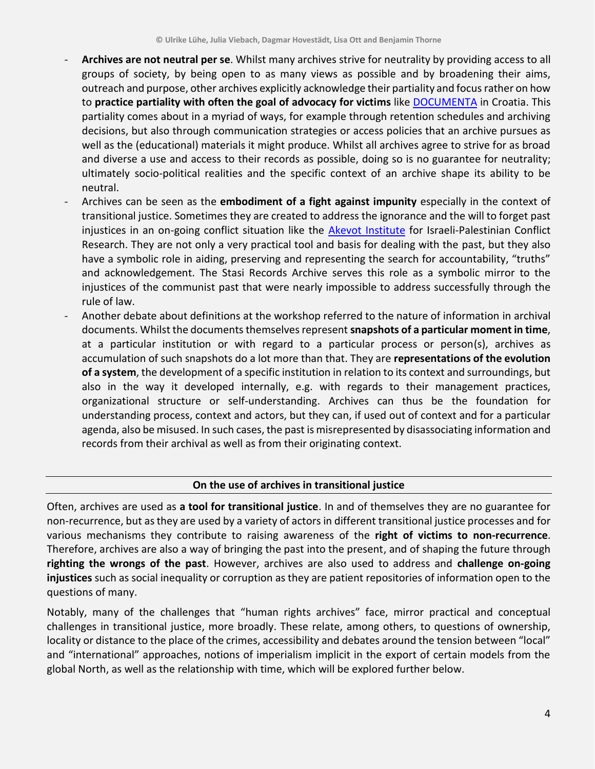- **Archives are not neutral per se**. Whilst many archives strive for neutrality by providing access to all groups of society, by being open to as many views as possible and by broadening their aims, outreach and purpose, other archives explicitly acknowledge their partiality and focus rather on how to **practice partiality with often the goal of advocacy for victims** like DOCUMENTA in Croatia. This partiality comes about in a myriad of ways, for example through retention schedules and archiving decisions, but also through communication strategies or access policies that an archive pursues as well as the (educational) materials it might produce. Whilst all archives agree to strive for as broad and diverse a use and access to their records as possible, doing so is no guarantee for neutrality; ultimately socio-political realities and the specific context of an archive shape its ability to be neutral.
- Archives can be seen as the **embodiment of a fight against impunity** especially in the context of transitional justice. Sometimes they are created to address the ignorance and the will to forget past injustices in an on-going conflict situation like the Akevot Institute for Israeli-Palestinian Conflict Research. They are not only a very practical tool and basis for dealing with the past, but they also have a symbolic role in aiding, preserving and representing the search for accountability, "truths" and acknowledgement. The Stasi Records Archive serves this role as a symbolic mirror to the injustices of the communist past that were nearly impossible to address successfully through the rule of law.
- Another debate about definitions at the workshop referred to the nature of information in archival documents. Whilst the documents themselves represent **snapshots of a particular moment in time**, at a particular institution or with regard to a particular process or person(s), archives as accumulation of such snapshots do a lot more than that. They are **representations of the evolution of a system**, the development of a specific institution in relation to its context and surroundings, but also in the way it developed internally, e.g. with regards to their management practices, organizational structure or self-understanding. Archives can thus be the foundation for understanding process, context and actors, but they can, if used out of context and for a particular agenda, also be misused. In such cases, the past is misrepresented by disassociating information and records from their archival as well as from their originating context.

## On the use of archives in transitional justice

Often, archives are used as **a tool for transitional justice**. In and of themselves they are no guarantee for non-recurrence, but as they are used by a variety of actors in different transitional justice processes and for various mechanisms they contribute to raising awareness of the **right of victims to non-recurrence**. Therefore, archives are also a way of bringing the past into the present, and of shaping the future through **righting the wrongs of the past**. However, archives are also used to address and **challenge on-going injustices** such as social inequality or corruption as they are patient repositories of information open to the questions of many.

Notably, many of the challenges that "human rights archives" face, mirror practical and conceptual challenges in transitional justice, more broadly. These relate, among others, to questions of ownership, locality or distance to the place of the crimes, accessibility and debates around the tension between "local" and "international" approaches, notions of imperialism implicit in the export of certain models from the global North, as well as the relationship with time, which will be explored further below.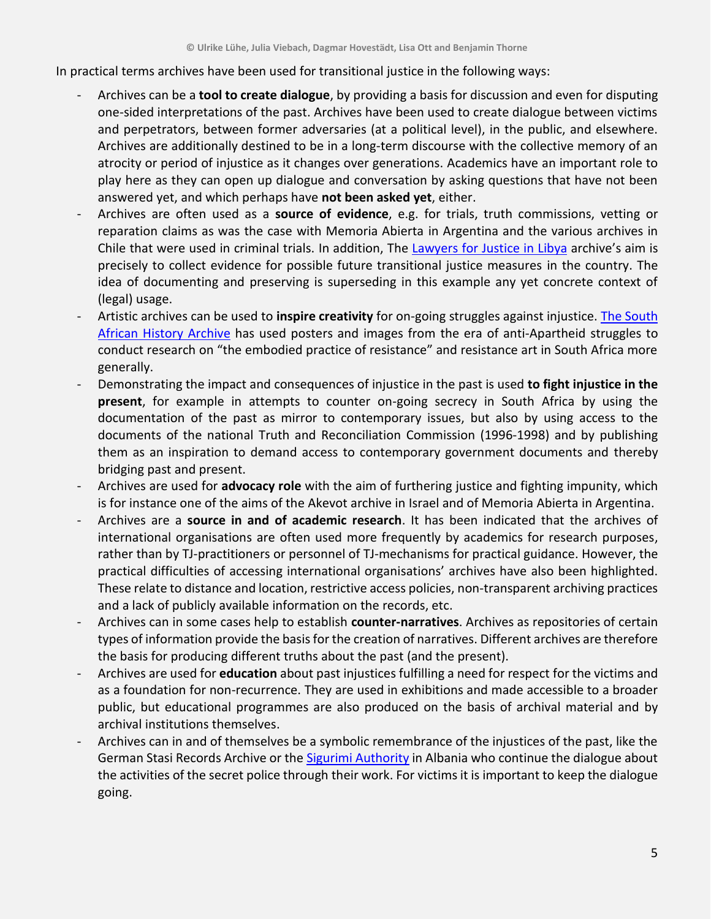In practical terms archives have been used for transitional justice in the following ways:

- Archives can be a **tool to create dialogue**, by providing a basis for discussion and even for disputing one-sided interpretations of the past. Archives have been used to create dialogue between victims and perpetrators, between former adversaries (at a political level), in the public, and elsewhere. Archives are additionally destined to be in a long-term discourse with the collective memory of an atrocity or period of injustice as it changes over generations. Academics have an important role to play here as they can open up dialogue and conversation by asking questions that have not been answered yet, and which perhaps have **not been asked yet**, either.
- Archives are often used as a **source of evidence**, e.g. for trials, truth commissions, vetting or reparation claims as was the case with Memoria Abierta in Argentina and the various archives in Chile that were used in criminal trials. In addition, The Lawyers for Justice in Libya archive's aim is precisely to collect evidence for possible future transitional justice measures in the country. The idea of documenting and preserving is superseding in this example any yet concrete context of (legal) usage.
- Artistic archives can be used to **inspire creativity** for on-going struggles against injustice. The South African History Archive has used posters and images from the era of anti-Apartheid struggles to conduct research on "the embodied practice of resistance" and resistance art in South Africa more generally.
- Demonstrating the impact and consequences of injustice in the past is used **to fight injustice in the present**, for example in attempts to counter on-going secrecy in South Africa by using the documentation of the past as mirror to contemporary issues, but also by using access to the documents of the national Truth and Reconciliation Commission (1996-1998) and by publishing them as an inspiration to demand access to contemporary government documents and thereby bridging past and present.
- Archives are used for **advocacy role** with the aim of furthering justice and fighting impunity, which is for instance one of the aims of the Akevot archive in Israel and of Memoria Abierta in Argentina.
- Archives are a **source in and of academic research**. It has been indicated that the archives of international organisations are often used more frequently by academics for research purposes, rather than by TJ-practitioners or personnel of TJ-mechanisms for practical guidance. However, the practical difficulties of accessing international organisations' archives have also been highlighted. These relate to distance and location, restrictive access policies, non-transparent archiving practices and a lack of publicly available information on the records, etc.
- Archives can in some cases help to establish **counter-narratives**. Archives as repositories of certain types of information provide the basis for the creation of narratives. Different archives are therefore the basis for producing different truths about the past (and the present).
- Archives are used for **education** about past injustices fulfilling a need for respect for the victims and as a foundation for non-recurrence. They are used in exhibitions and made accessible to a broader public, but educational programmes are also produced on the basis of archival material and by archival institutions themselves.
- Archives can in and of themselves be a symbolic remembrance of the injustices of the past, like the German Stasi Records Archive or the Sigurimi Authority in Albania who continue the dialogue about the activities of the secret police through their work. For victims it is important to keep the dialogue going.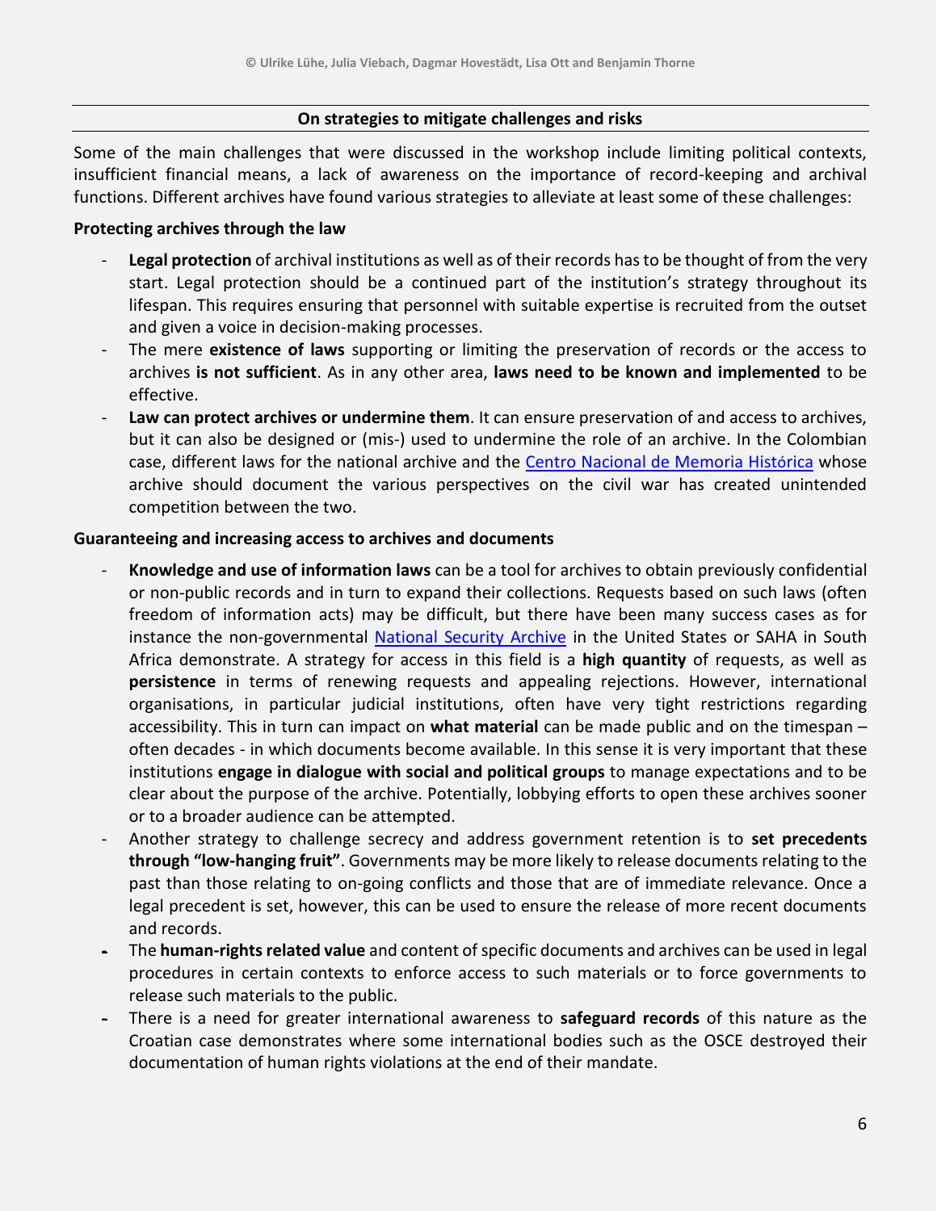## On strategies to mitigate challenges and risks

Some of the main challenges that were discussed in the workshop include limiting political contexts, insufficient financial means, a lack of awareness on the importance of record-keeping and archival functions. Different archives have found various strategies to alleviate at least some of these challenges:

**Protecting archives through the law**

- **Legal protection** of archival institutions as well as of their records has to be thought of from the very start. Legal protection should be a continued part of the institution's strategy throughout its lifespan. This requires ensuring that personnel with suitable expertise is recruited from the outset and given a voice in decision-making processes.
- The mere **existence of laws** supporting or limiting the preservation of records or the access to archives **is not sufficient**. As in any other area, **laws need to be known and implemented** to be effective.
- **Law can protect archives or undermine them**. It can ensure preservation of and access to archives, but it can also be designed or (mis-) used to undermine the role of an archive. In the Colombian case, different laws for the national archive and the Centro Nacional de Memoria Histórica whose archive should document the various perspectives on the civil war has created unintended competition between the two.

**Guaranteeing and increasing access to archives and documents**

- **Knowledge and use of information laws** can be a tool for archives to obtain previously confidential or non-public records and in turn to expand their collections. Requests based on such laws (often freedom of information acts) may be difficult, but there have been many success cases as for instance the non-governmental National Security Archive in the United States or SAHA in South Africa demonstrate. A strategy for access in this field is a **high quantity** of requests, as well as **persistence** in terms of renewing requests and appealing rejections. However, international organisations, in particular judicial institutions, often have very tight restrictions regarding accessibility. This in turn can impact on **what material** can be made public and on the timespan – often decades - in which documents become available. In this sense it is very important that these institutions **engage in dialogue with social and political groups** to manage expectations and to be clear about the purpose of the archive. Potentially, lobbying efforts to open these archives sooner or to a broader audience can be attempted.
- Another strategy to challenge secrecy and address government retention is to **set precedents through "low-hanging fruit"**. Governments may be more likely to release documents relating to the past than those relating to on-going conflicts and those that are of immediate relevance. Once a legal precedent is set, however, this can be used to ensure the release of more recent documents and records.
- The **human-rights related value** and content of specific documents and archives can be used in legal procedures in certain contexts to enforce access to such materials or to force governments to release such materials to the public.
- There is a need for greater international awareness to **safeguard records** of this nature as the Croatian case demonstrates where some international bodies such as the OSCE destroyed their documentation of human rights violations at the end of their mandate.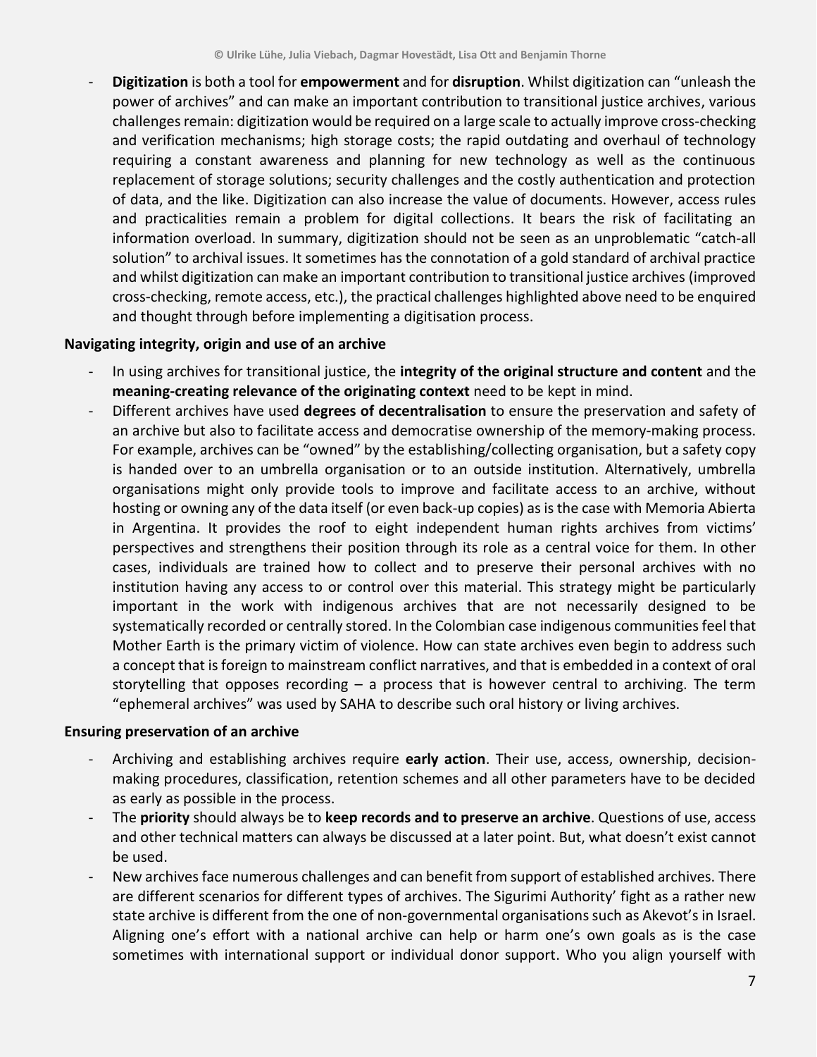- **Digitization** is both a tool for **empowerment** and for **disruption**. Whilst digitization can "unleash the power of archives" and can make an important contribution to transitional justice archives, various challenges remain: digitization would be required on a large scale to actually improve cross-checking and verification mechanisms; high storage costs; the rapid outdating and overhaul of technology requiring a constant awareness and planning for new technology as well as the continuous replacement of storage solutions; security challenges and the costly authentication and protection of data, and the like. Digitization can also increase the value of documents. However, access rules and practicalities remain a problem for digital collections. It bears the risk of facilitating an information overload. In summary, digitization should not be seen as an unproblematic "catch-all solution" to archival issues. It sometimes has the connotation of a gold standard of archival practice and whilst digitization can make an important contribution to transitional justice archives (improved cross-checking, remote access, etc.), the practical challenges highlighted above need to be enquired and thought through before implementing a digitisation process.

**Navigating integrity, origin and use of an archive**

- In using archives for transitional justice, the **integrity of the original structure and content** and the **meaning-creating relevance of the originating context** need to be kept in mind.
- Different archives have used **degrees of decentralisation** to ensure the preservation and safety of an archive but also to facilitate access and democratise ownership of the memory-making process. For example, archives can be "owned" by the establishing/collecting organisation, but a safety copy is handed over to an umbrella organisation or to an outside institution. Alternatively, umbrella organisations might only provide tools to improve and facilitate access to an archive, without hosting or owning any of the data itself (or even back-up copies) as is the case with Memoria Abierta in Argentina. It provides the roof to eight independent human rights archives from victims' perspectives and strengthens their position through its role as a central voice for them. In other cases, individuals are trained how to collect and to preserve their personal archives with no institution having any access to or control over this material. This strategy might be particularly important in the work with indigenous archives that are not necessarily designed to be systematically recorded or centrally stored. In the Colombian case indigenous communities feel that Mother Earth is the primary victim of violence. How can state archives even begin to address such a concept that is foreign to mainstream conflict narratives, and that is embedded in a context of oral storytelling that opposes recording – a process that is however central to archiving. The term "ephemeral archives" was used by SAHA to describe such oral history or living archives.

**Ensuring preservation of an archive**

- Archiving and establishing archives require **early action**. Their use, access, ownership, decision-making procedures, classification, retention schemes and all other parameters have to be decided as early as possible in the process.
- The **priority** should always be to **keep records and to preserve an archive**. Questions of use, access and other technical matters can always be discussed at a later point. But, what doesn't exist cannot be used.
- New archives face numerous challenges and can benefit from support of established archives. There are different scenarios for different types of archives. The Sigurimi Authority' fight as a rather new state archive is different from the one of non-governmental organisations such as Akevot's in Israel. Aligning one's effort with a national archive can help or harm one's own goals as is the case sometimes with international support or individual donor support. Who you align yourself with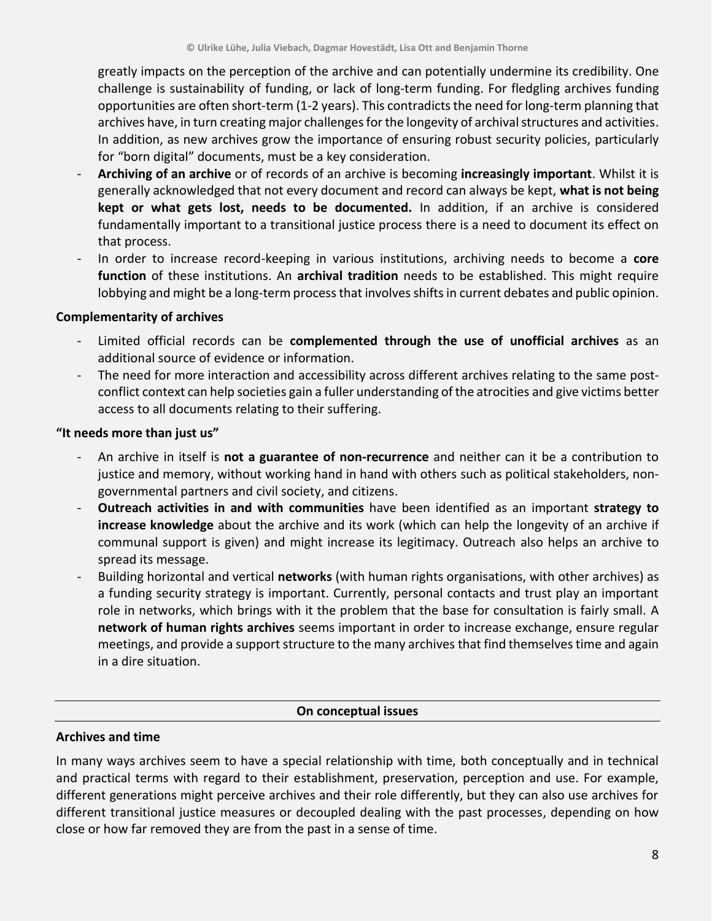greatly impacts on the perception of the archive and can potentially undermine its credibility. One challenge is sustainability of funding, or lack of long-term funding. For fledgling archives funding opportunities are often short-term (1-2 years). This contradicts the need for long-term planning that archives have, in turn creating major challenges for the longevity of archival structures and activities. In addition, as new archives grow the importance of ensuring robust security policies, particularly for "born digital" documents, must be a key consideration.

- **Archiving of an archive** or of records of an archive is becoming **increasingly important**. Whilst it is generally acknowledged that not every document and record can always be kept, **what is not being kept or what gets lost, needs to be documented.** In addition, if an archive is considered fundamentally important to a transitional justice process there is a need to document its effect on that process.
- In order to increase record-keeping in various institutions, archiving needs to become a **core function** of these institutions. An **archival tradition** needs to be established. This might require lobbying and might be a long-term process that involves shifts in current debates and public opinion.

**Complementarity of archives**

- Limited official records can be **complemented through the use of unofficial archives** as an additional source of evidence or information.
- The need for more interaction and accessibility across different archives relating to the same post-conflict context can help societies gain a fuller understanding of the atrocities and give victims better access to all documents relating to their suffering.

**"It needs more than just us"**

- An archive in itself is **not a guarantee of non-recurrence** and neither can it be a contribution to justice and memory, without working hand in hand with others such as political stakeholders, non-governmental partners and civil society, and citizens.
- **Outreach activities in and with communities** have been identified as an important **strategy to increase knowledge** about the archive and its work (which can help the longevity of an archive if communal support is given) and might increase its legitimacy. Outreach also helps an archive to spread its message.
- Building horizontal and vertical **networks** (with human rights organisations, with other archives) as a funding security strategy is important. Currently, personal contacts and trust play an important role in networks, which brings with it the problem that the base for consultation is fairly small. A **network of human rights archives** seems important in order to increase exchange, ensure regular meetings, and provide a support structure to the many archives that find themselves time and again in a dire situation.

## On conceptual issues

**Archives and time**

In many ways archives seem to have a special relationship with time, both conceptually and in technical and practical terms with regard to their establishment, preservation, perception and use. For example, different generations might perceive archives and their role differently, but they can also use archives for different transitional justice measures or decoupled dealing with the past processes, depending on how close or how far removed they are from the past in a sense of time.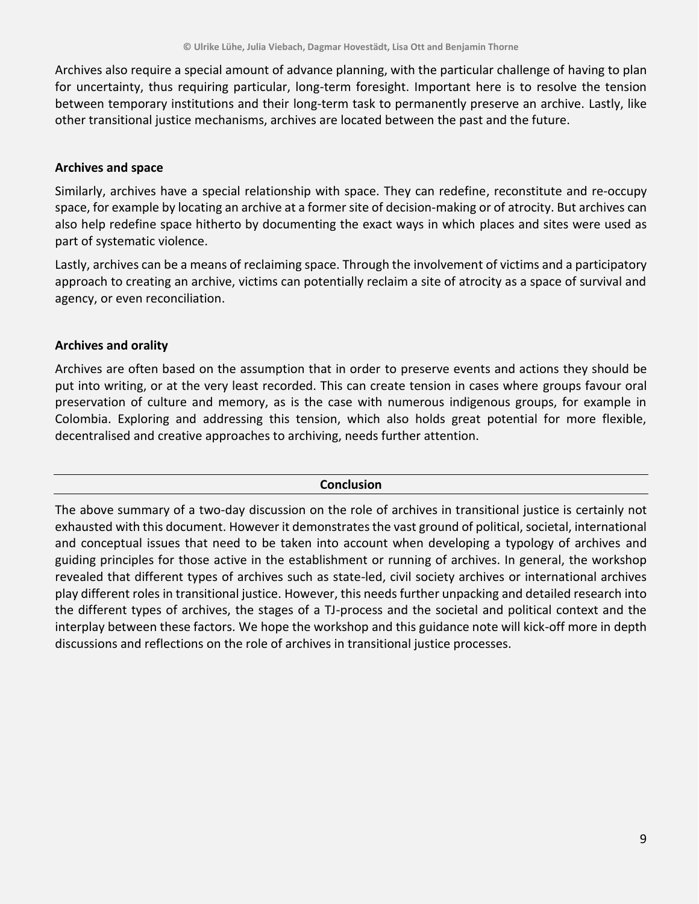Archives also require a special amount of advance planning, with the particular challenge of having to plan for uncertainty, thus requiring particular, long-term foresight. Important here is to resolve the tension between temporary institutions and their long-term task to permanently preserve an archive. Lastly, like other transitional justice mechanisms, archives are located between the past and the future.

**Archives and space**

Similarly, archives have a special relationship with space. They can redefine, reconstitute and re-occupy space, for example by locating an archive at a former site of decision-making or of atrocity. But archives can also help redefine space hitherto by documenting the exact ways in which places and sites were used as part of systematic violence.

Lastly, archives can be a means of reclaiming space. Through the involvement of victims and a participatory approach to creating an archive, victims can potentially reclaim a site of atrocity as a space of survival and agency, or even reconciliation.

**Archives and orality**

Archives are often based on the assumption that in order to preserve events and actions they should be put into writing, or at the very least recorded. This can create tension in cases where groups favour oral preservation of culture and memory, as is the case with numerous indigenous groups, for example in Colombia. Exploring and addressing this tension, which also holds great potential for more flexible, decentralised and creative approaches to archiving, needs further attention.

## Conclusion

The above summary of a two-day discussion on the role of archives in transitional justice is certainly not exhausted with this document. However it demonstrates the vast ground of political, societal, international and conceptual issues that need to be taken into account when developing a typology of archives and guiding principles for those active in the establishment or running of archives. In general, the workshop revealed that different types of archives such as state-led, civil society archives or international archives play different roles in transitional justice. However, this needs further unpacking and detailed research into the different types of archives, the stages of a TJ-process and the societal and political context and the interplay between these factors. We hope the workshop and this guidance note will kick-off more in depth discussions and reflections on the role of archives in transitional justice processes.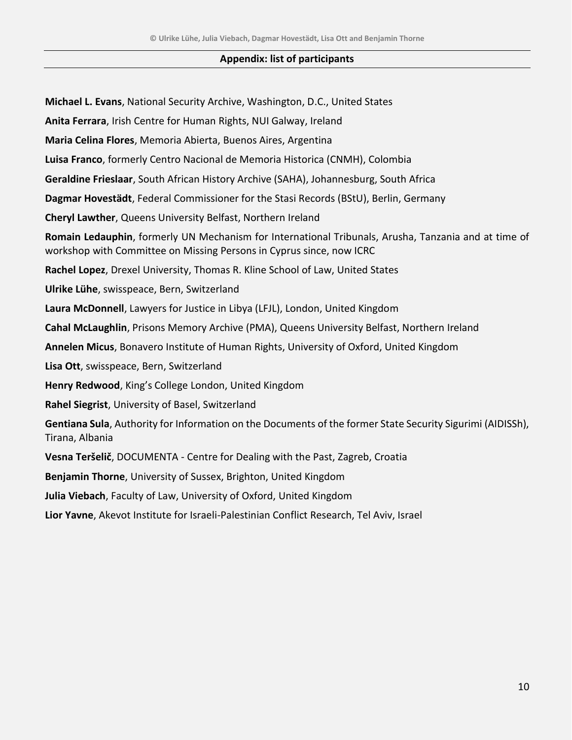## Appendix: list of participants

**Michael L. Evans**, National Security Archive, Washington, D.C., United States

**Anita Ferrara**, Irish Centre for Human Rights, NUI Galway, Ireland

**Maria Celina Flores**, Memoria Abierta, Buenos Aires, Argentina

**Luisa Franco**, formerly Centro Nacional de Memoria Historica (CNMH), Colombia

**Geraldine Frieslaar**, South African History Archive (SAHA), Johannesburg, South Africa

**Dagmar Hovestädt**, Federal Commissioner for the Stasi Records (BStU), Berlin, Germany

**Cheryl Lawther**, Queens University Belfast, Northern Ireland

**Romain Ledauphin**, formerly UN Mechanism for International Tribunals, Arusha, Tanzania and at time of workshop with Committee on Missing Persons in Cyprus since, now ICRC

**Rachel Lopez**, Drexel University, Thomas R. Kline School of Law, United States

**Ulrike Lühe**, swisspeace, Bern, Switzerland

**Laura McDonnell**, Lawyers for Justice in Libya (LFJL), London, United Kingdom

**Cahal McLaughlin**, Prisons Memory Archive (PMA), Queens University Belfast, Northern Ireland

**Annelen Micus**, Bonavero Institute of Human Rights, University of Oxford, United Kingdom

**Lisa Ott**, swisspeace, Bern, Switzerland

**Henry Redwood**, King's College London, United Kingdom

**Rahel Siegrist**, University of Basel, Switzerland

**Gentiana Sula**, Authority for Information on the Documents of the former State Security Sigurimi (AIDISSh), Tirana, Albania

**Vesna Teršelič**, DOCUMENTA - Centre for Dealing with the Past, Zagreb, Croatia

**Benjamin Thorne**, University of Sussex, Brighton, United Kingdom

**Julia Viebach**, Faculty of Law, University of Oxford, United Kingdom

**Lior Yavne**, Akevot Institute for Israeli-Palestinian Conflict Research, Tel Aviv, Israel